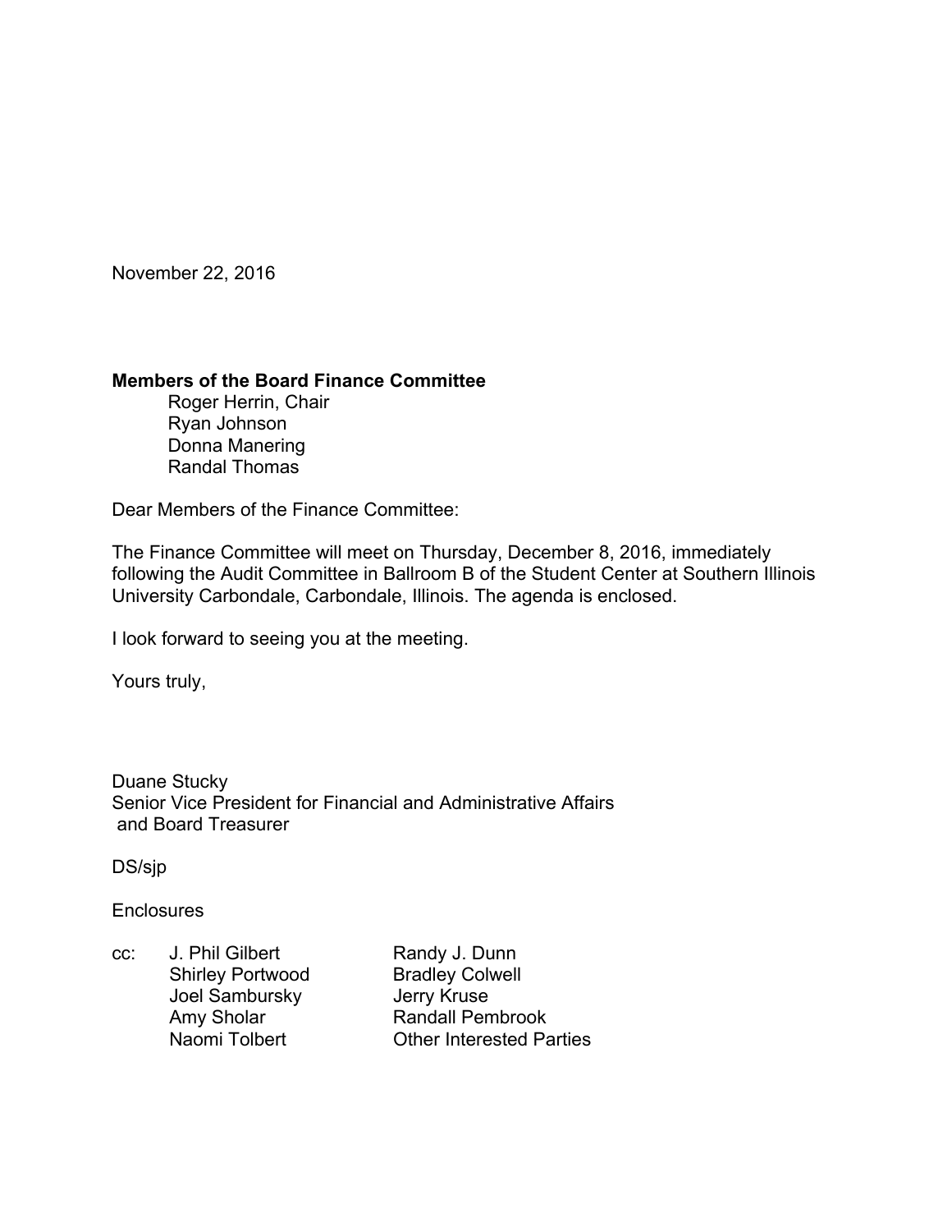November 22, 2016

**Members of the Board Finance Committee**
Roger Herrin, Chair
Ryan Johnson
Donna Manering
Randal Thomas

Dear Members of the Finance Committee:

The Finance Committee will meet on Thursday, December 8, 2016, immediately following the Audit Committee in Ballroom B of the Student Center at Southern Illinois University Carbondale, Carbondale, Illinois. The agenda is enclosed.

I look forward to seeing you at the meeting.

Yours truly,

Duane Stucky
Senior Vice President for Financial and Administrative Affairs
and Board Treasurer

DS/sjp

Enclosures

cc: J. Phil Gilbert
Shirley Portwood
Joel Sambursky
Amy Sholar
Naomi Tolbert
Randy J. Dunn
Bradley Colwell
Jerry Kruse
Randall Pembrook
Other Interested Parties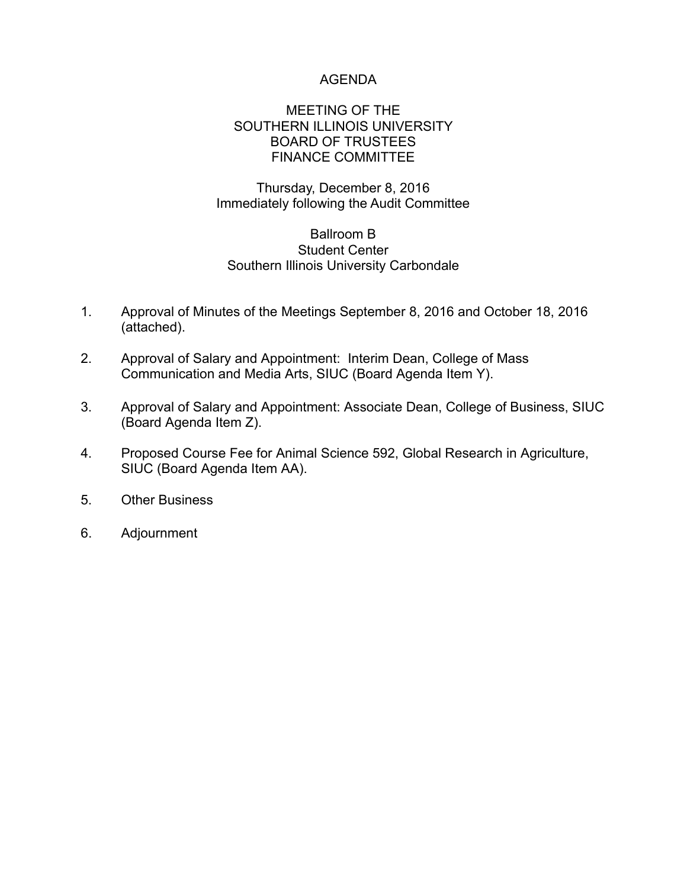# AGENDA

## MEETING OF THE SOUTHERN ILLINOIS UNIVERSITY BOARD OF TRUSTEES FINANCE COMMITTEE

Thursday, December 8, 2016
Immediately following the Audit Committee

Ballroom B
Student Center
Southern Illinois University Carbondale

1. Approval of Minutes of the Meetings September 8, 2016 and October 18, 2016 (attached).

2. Approval of Salary and Appointment: Interim Dean, College of Mass Communication and Media Arts, SIUC (Board Agenda Item Y).

3. Approval of Salary and Appointment: Associate Dean, College of Business, SIUC (Board Agenda Item Z).

4. Proposed Course Fee for Animal Science 592, Global Research in Agriculture, SIUC (Board Agenda Item AA).

5. Other Business

6. Adjournment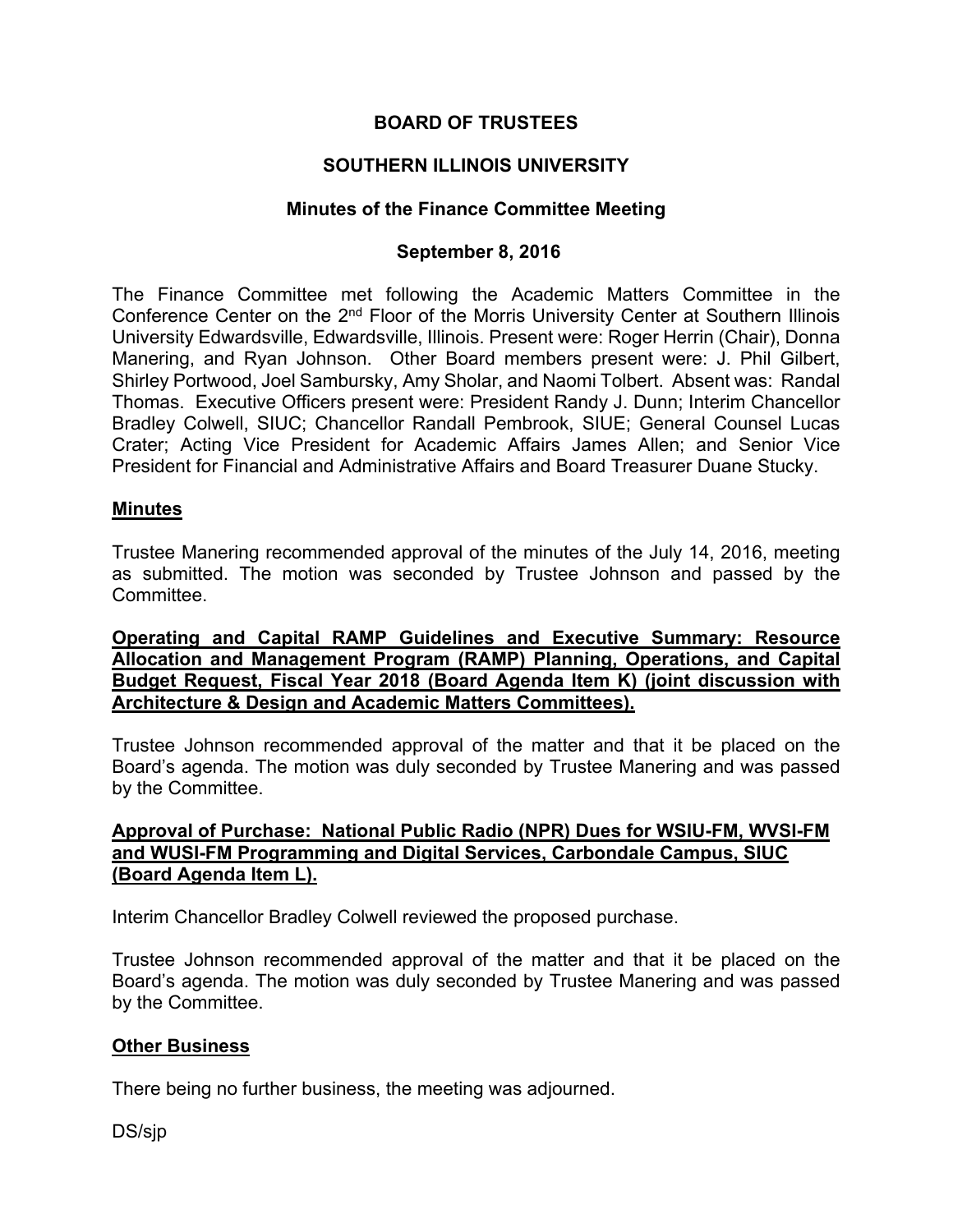**BOARD OF TRUSTEES**

**SOUTHERN ILLINOIS UNIVERSITY**

**Minutes of the Finance Committee Meeting**

**September 8, 2016**

The Finance Committee met following the Academic Matters Committee in the Conference Center on the 2nd Floor of the Morris University Center at Southern Illinois University Edwardsville, Edwardsville, Illinois. Present were: Roger Herrin (Chair), Donna Manering, and Ryan Johnson. Other Board members present were: J. Phil Gilbert, Shirley Portwood, Joel Sambursky, Amy Sholar, and Naomi Tolbert. Absent was: Randal Thomas. Executive Officers present were: President Randy J. Dunn; Interim Chancellor Bradley Colwell, SIUC; Chancellor Randall Pembrook, SIUE; General Counsel Lucas Crater; Acting Vice President for Academic Affairs James Allen; and Senior Vice President for Financial and Administrative Affairs and Board Treasurer Duane Stucky.

**Minutes**

Trustee Manering recommended approval of the minutes of the July 14, 2016, meeting as submitted. The motion was seconded by Trustee Johnson and passed by the Committee.

**Operating and Capital RAMP Guidelines and Executive Summary: Resource Allocation and Management Program (RAMP) Planning, Operations, and Capital Budget Request, Fiscal Year 2018 (Board Agenda Item K) (joint discussion with Architecture & Design and Academic Matters Committees).**

Trustee Johnson recommended approval of the matter and that it be placed on the Board's agenda. The motion was duly seconded by Trustee Manering and was passed by the Committee.

**Approval of Purchase: National Public Radio (NPR) Dues for WSIU-FM, WVSI-FM and WUSI-FM Programming and Digital Services, Carbondale Campus, SIUC (Board Agenda Item L).**

Interim Chancellor Bradley Colwell reviewed the proposed purchase.

Trustee Johnson recommended approval of the matter and that it be placed on the Board's agenda. The motion was duly seconded by Trustee Manering and was passed by the Committee.

**Other Business**

There being no further business, the meeting was adjourned.

DS/sjp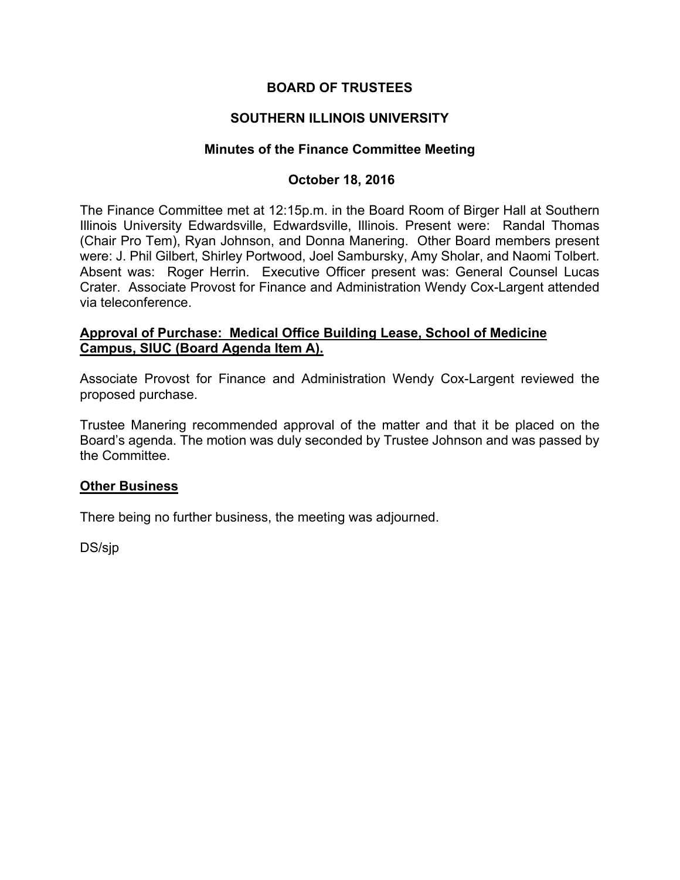**BOARD OF TRUSTEES**

**SOUTHERN ILLINOIS UNIVERSITY**

**Minutes of the Finance Committee Meeting**

**October 18, 2016**

The Finance Committee met at 12:15p.m. in the Board Room of Birger Hall at Southern Illinois University Edwardsville, Edwardsville, Illinois. Present were: Randal Thomas (Chair Pro Tem), Ryan Johnson, and Donna Manering. Other Board members present were: J. Phil Gilbert, Shirley Portwood, Joel Sambursky, Amy Sholar, and Naomi Tolbert. Absent was: Roger Herrin. Executive Officer present was: General Counsel Lucas Crater. Associate Provost for Finance and Administration Wendy Cox-Largent attended via teleconference.

**Approval of Purchase: Medical Office Building Lease, School of Medicine Campus, SIUC (Board Agenda Item A).**

Associate Provost for Finance and Administration Wendy Cox-Largent reviewed the proposed purchase.

Trustee Manering recommended approval of the matter and that it be placed on the Board's agenda. The motion was duly seconded by Trustee Johnson and was passed by the Committee.

**Other Business**

There being no further business, the meeting was adjourned.

DS/sjp